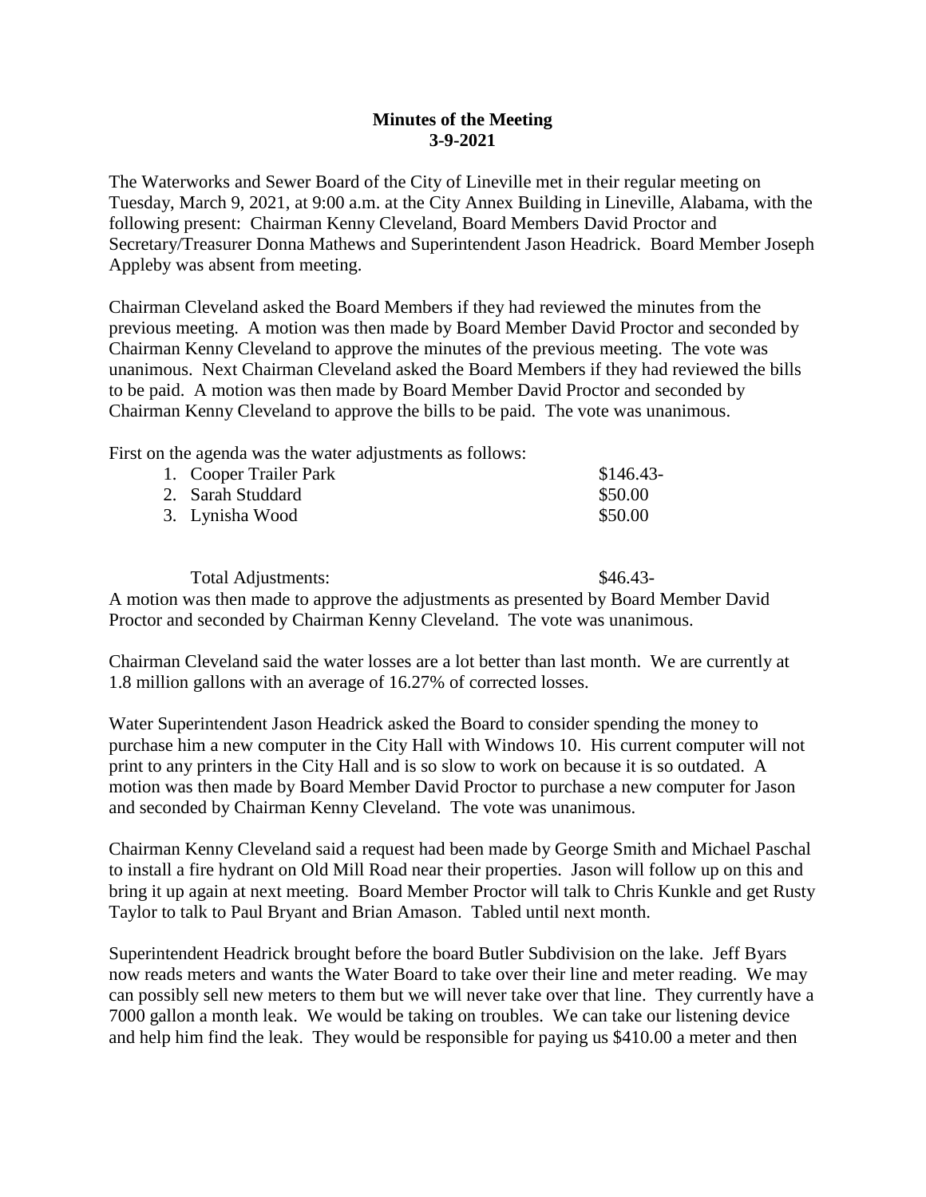**Minutes of the Meeting**
**3-9-2021**

The Waterworks and Sewer Board of the City of Lineville met in their regular meeting on Tuesday, March 9, 2021, at 9:00 a.m. at the City Annex Building in Lineville, Alabama, with the following present: Chairman Kenny Cleveland, Board Members David Proctor and Secretary/Treasurer Donna Mathews and Superintendent Jason Headrick. Board Member Joseph Appleby was absent from meeting.

Chairman Cleveland asked the Board Members if they had reviewed the minutes from the previous meeting. A motion was then made by Board Member David Proctor and seconded by Chairman Kenny Cleveland to approve the minutes of the previous meeting. The vote was unanimous. Next Chairman Cleveland asked the Board Members if they had reviewed the bills to be paid. A motion was then made by Board Member David Proctor and seconded by Chairman Kenny Cleveland to approve the bills to be paid. The vote was unanimous.

First on the agenda was the water adjustments as follows:

| | |
|---|---|
| 1. Cooper Trailer Park | $146.43- |
| 2. Sarah Studdard | $50.00 |
| 3. Lynisha Wood | $50.00 |
| | |
| Total Adjustments: | $46.43- |

A motion was then made to approve the adjustments as presented by Board Member David Proctor and seconded by Chairman Kenny Cleveland. The vote was unanimous.

Chairman Cleveland said the water losses are a lot better than last month. We are currently at 1.8 million gallons with an average of 16.27% of corrected losses.

Water Superintendent Jason Headrick asked the Board to consider spending the money to purchase him a new computer in the City Hall with Windows 10. His current computer will not print to any printers in the City Hall and is so slow to work on because it is so outdated. A motion was then made by Board Member David Proctor to purchase a new computer for Jason and seconded by Chairman Kenny Cleveland. The vote was unanimous.

Chairman Kenny Cleveland said a request had been made by George Smith and Michael Paschal to install a fire hydrant on Old Mill Road near their properties. Jason will follow up on this and bring it up again at next meeting. Board Member Proctor will talk to Chris Kunkle and get Rusty Taylor to talk to Paul Bryant and Brian Amason. Tabled until next month.

Superintendent Headrick brought before the board Butler Subdivision on the lake. Jeff Byars now reads meters and wants the Water Board to take over their line and meter reading. We may can possibly sell new meters to them but we will never take over that line. They currently have a 7000 gallon a month leak. We would be taking on troubles. We can take our listening device and help him find the leak. They would be responsible for paying us $410.00 a meter and then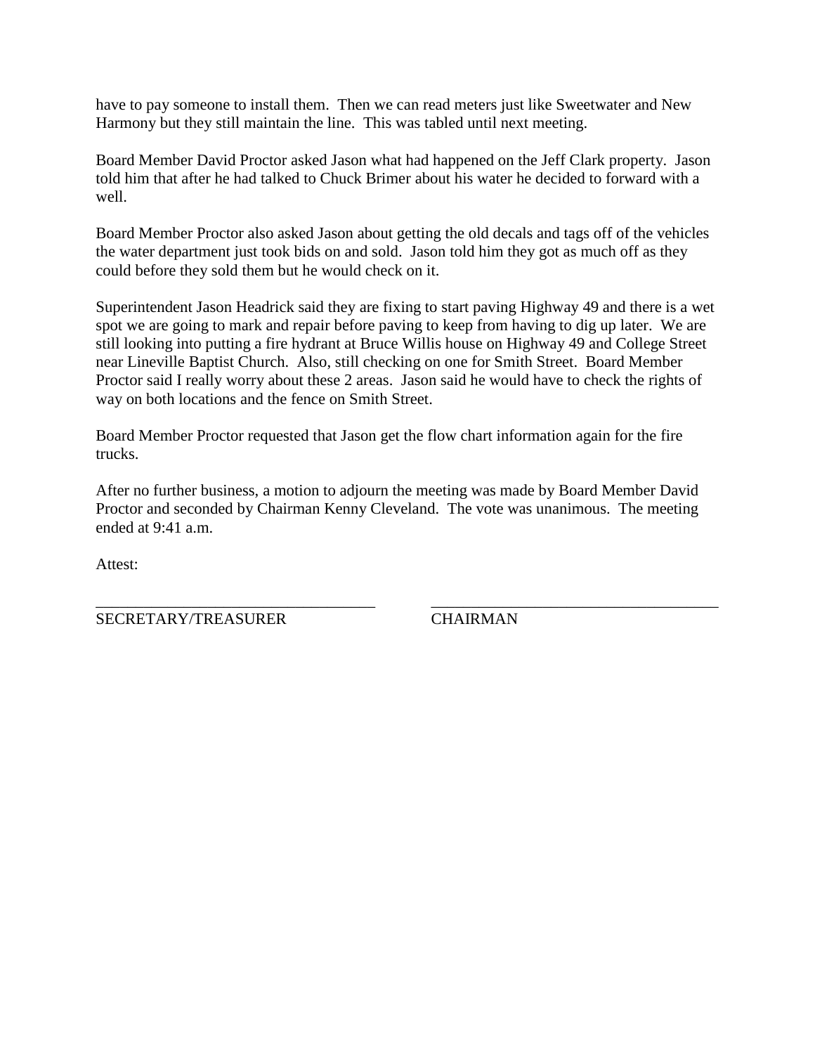have to pay someone to install them. Then we can read meters just like Sweetwater and New Harmony but they still maintain the line. This was tabled until next meeting.

Board Member David Proctor asked Jason what had happened on the Jeff Clark property. Jason told him that after he had talked to Chuck Brimer about his water he decided to forward with a well.

Board Member Proctor also asked Jason about getting the old decals and tags off of the vehicles the water department just took bids on and sold. Jason told him they got as much off as they could before they sold them but he would check on it.

Superintendent Jason Headrick said they are fixing to start paving Highway 49 and there is a wet spot we are going to mark and repair before paving to keep from having to dig up later. We are still looking into putting a fire hydrant at Bruce Willis house on Highway 49 and College Street near Lineville Baptist Church. Also, still checking on one for Smith Street. Board Member Proctor said I really worry about these 2 areas. Jason said he would have to check the rights of way on both locations and the fence on Smith Street.

Board Member Proctor requested that Jason get the flow chart information again for the fire trucks.

After no further business, a motion to adjourn the meeting was made by Board Member David Proctor and seconded by Chairman Kenny Cleveland. The vote was unanimous. The meeting ended at 9:41 a.m.

Attest:

___________________________________ ____________________________________

SECRETARY/TREASURER CHAIRMAN